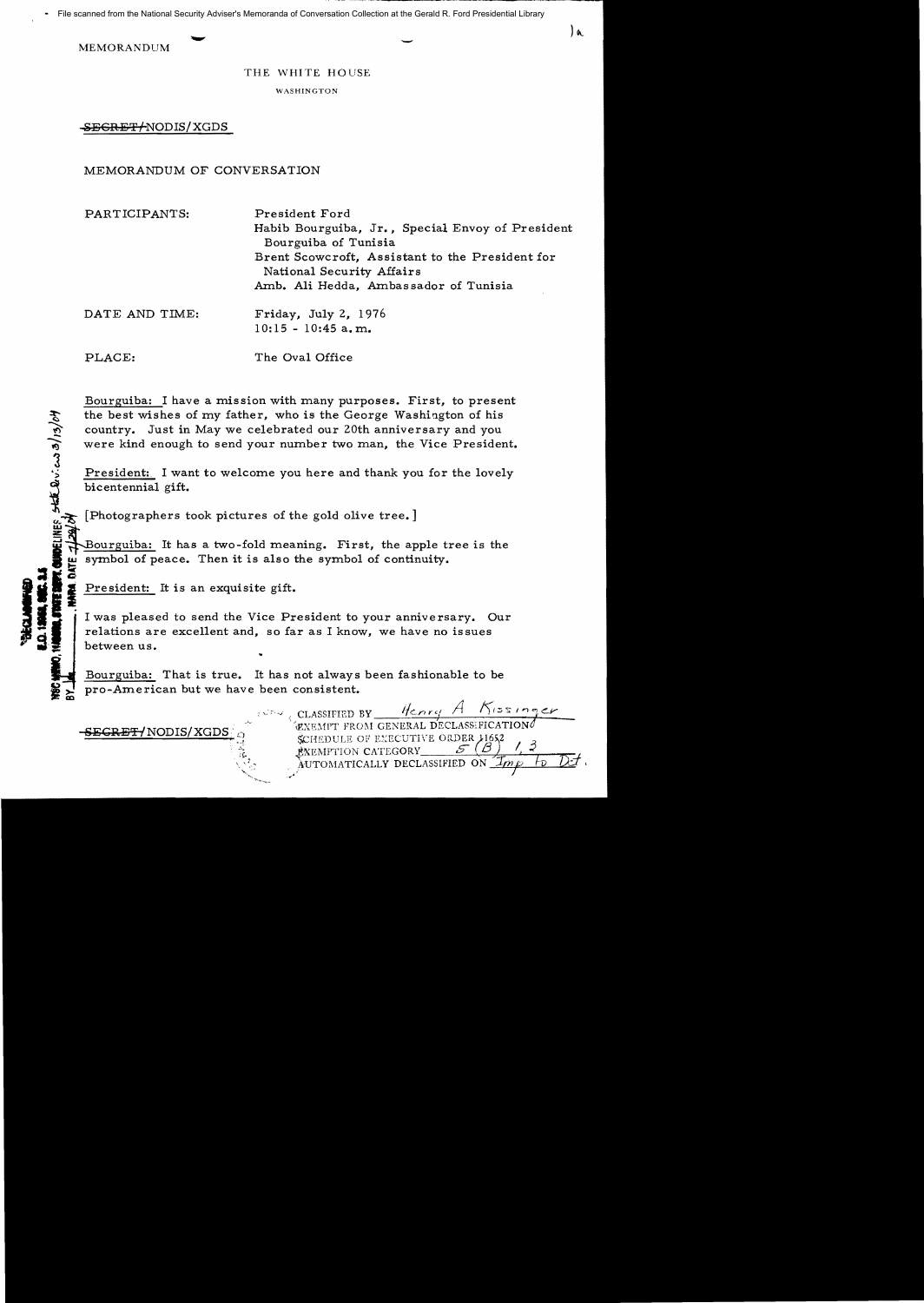File scanned from the National Security Adviser's Memoranda of Conversation Collection at the Gerald R. Ford Presidential Library

MEMORANDUM

THE WHITE HOUSE

WASHINGTON

~~SECRET~~/NODIS/XGDS

MEMORANDUM OF CONVERSATION

| | |
|---|---|
| PARTICIPANTS: | President Ford<br>Habib Bourguiba, Jr., Special Envoy of President Bourguiba of Tunisia<br>Brent Scowcroft, Assistant to the President for National Security Affairs<br>Amb. Ali Hedda, Ambassador of Tunisia |
| DATE AND TIME: | Friday, July 2, 1976<br>10:15 - 10:45 a.m. |
| PLACE: | The Oval Office |

Bourguiba: I have a mission with many purposes. First, to present the best wishes of my father, who is the George Washington of his country. Just in May we celebrated our 20th anniversary and you were kind enough to send your number two man, the Vice President.

President: I want to welcome you here and thank you for the lovely bicentennial gift.

[Photographers took pictures of the gold olive tree.]

Bourguiba: It has a two-fold meaning. First, the apple tree is the symbol of peace. Then it is also the symbol of continuity.

President: It is an exquisite gift.

I was pleased to send the Vice President to your anniversary. Our relations are excellent and, so far as I know, we have no issues between us.

Bourguiba: That is true. It has not always been fashionable to be pro-American but we have been consistent.

~~SECRET~~/NODIS/XGDS

CLASSIFIED BY Henry A Kissinger
EXEMPT FROM GENERAL DECLASSIFICATION
SCHEDULE OF EXECUTIVE ORDER 11652
EXEMPTION CATEGORY 5 (B) 1, 3
AUTOMATICALLY DECLASSIFIED ON Imp to Det.

DECLASSIFIED
E.O. 12958, SEC. 3.5
NSC MEMO, 11/24/98, STATE DEPT. GUIDELINES State Dev. 3/13/04
BY ___, NARA, DATE 4/21/04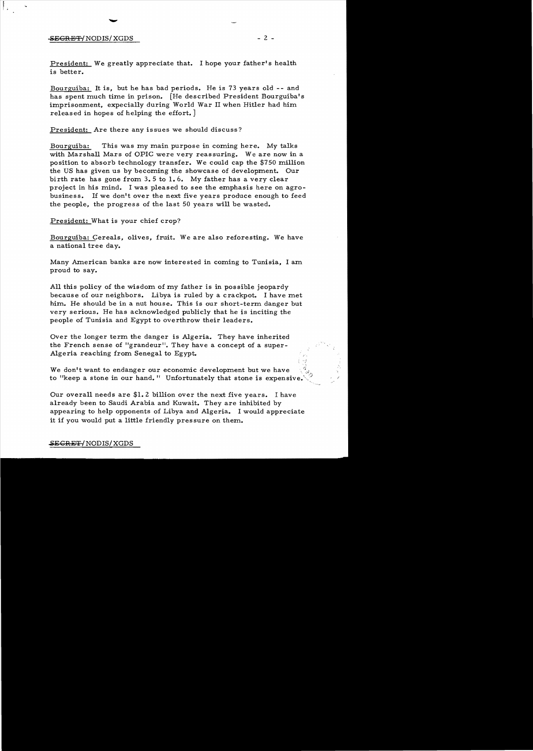President: We greatly appreciate that. I hope your father's health is better.

Bourguiba: It is, but he has bad periods. He is 73 years old -- and has spent much time in prison. [He described President Bourguiba's imprisonment, expecially during World War II when Hitler had him released in hopes of helping the effort.]

President: Are there any issues we should discuss?

Bourguiba: This was my main purpose in coming here. My talks with Marshall Mars of OPIC were very reassuring. We are now in a position to absorb technology transfer. We could cap the $750 million the US has given us by becoming the showcase of development. Our birth rate has gone from 3.5 to 1.6. My father has a very clear project in his mind. I was pleased to see the emphasis here on agro-business. If we don't over the next five years produce enough to feed the people, the progress of the last 50 years will be wasted.

President: What is your chief crop?

Bourguiba: Cereals, olives, fruit. We are also reforesting. We have a national tree day.

Many American banks are now interested in coming to Tunisia, I am proud to say.

All this policy of the wisdom of my father is in possible jeopardy because of our neighbors. Libya is ruled by a crackpot. I have met him. He should be in a nut house. This is our short-term danger but very serious. He has acknowledged publicly that he is inciting the people of Tunisia and Egypt to overthrow their leaders.

Over the longer term the danger is Algeria. They have inherited the French sense of "grandeur". They have a concept of a super-Algeria reaching from Senegal to Egypt.

We don't want to endanger our economic development but we have to "keep a stone in our hand." Unfortunately that stone is expensive.

Our overall needs are $1.2 billion over the next five years. I have already been to Saudi Arabia and Kuwait. They are inhibited by appearing to help opponents of Libya and Algeria. I would appreciate it if you would put a little friendly pressure on them.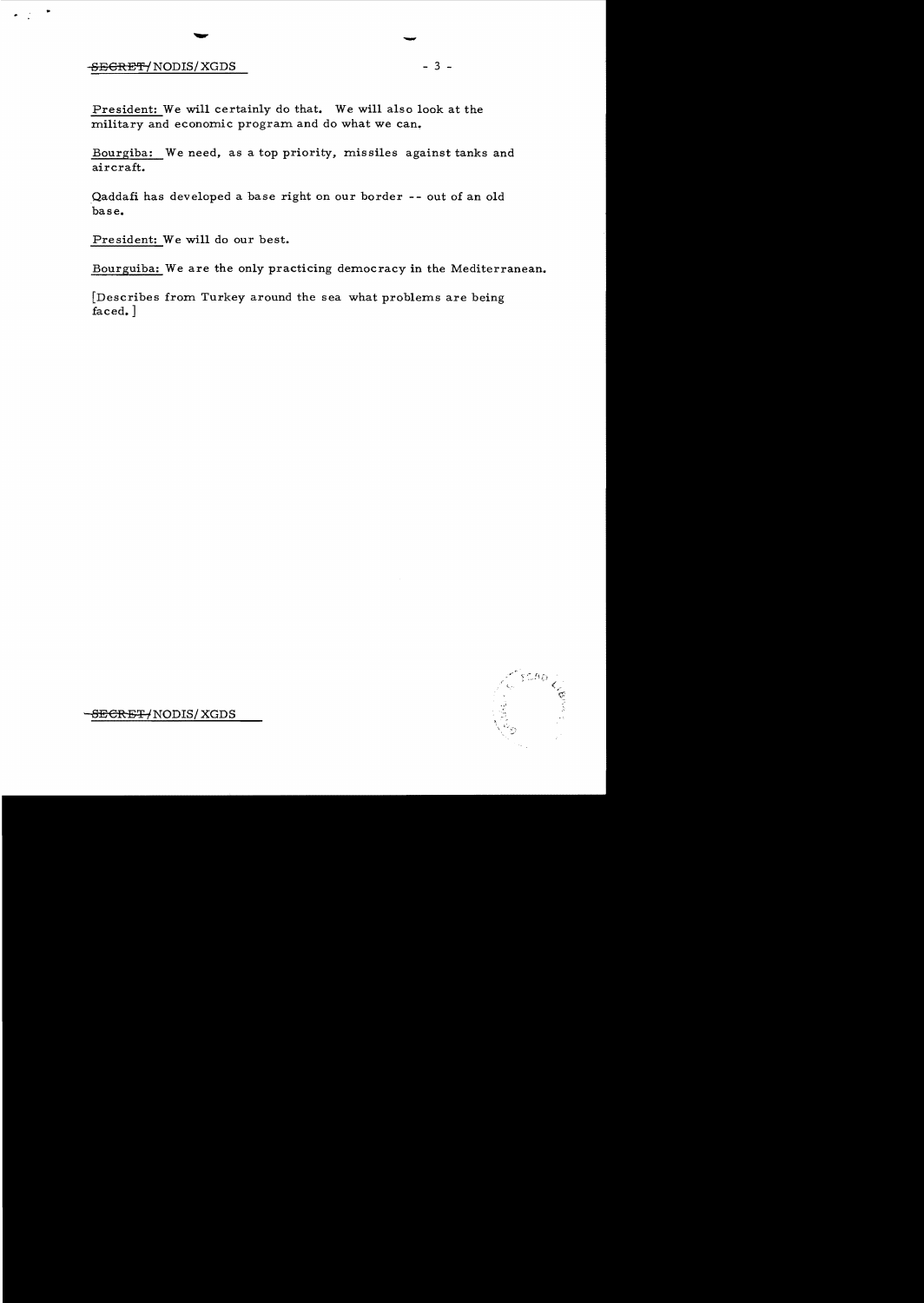President: We will certainly do that. We will also look at the military and economic program and do what we can.

Bourgiba: We need, as a top priority, missiles against tanks and aircraft.

Qaddafi has developed a base right on our border -- out of an old base.

President: We will do our best.

Bourguiba: We are the only practicing democracy in the Mediterranean.

[Describes from Turkey around the sea what problems are being faced.]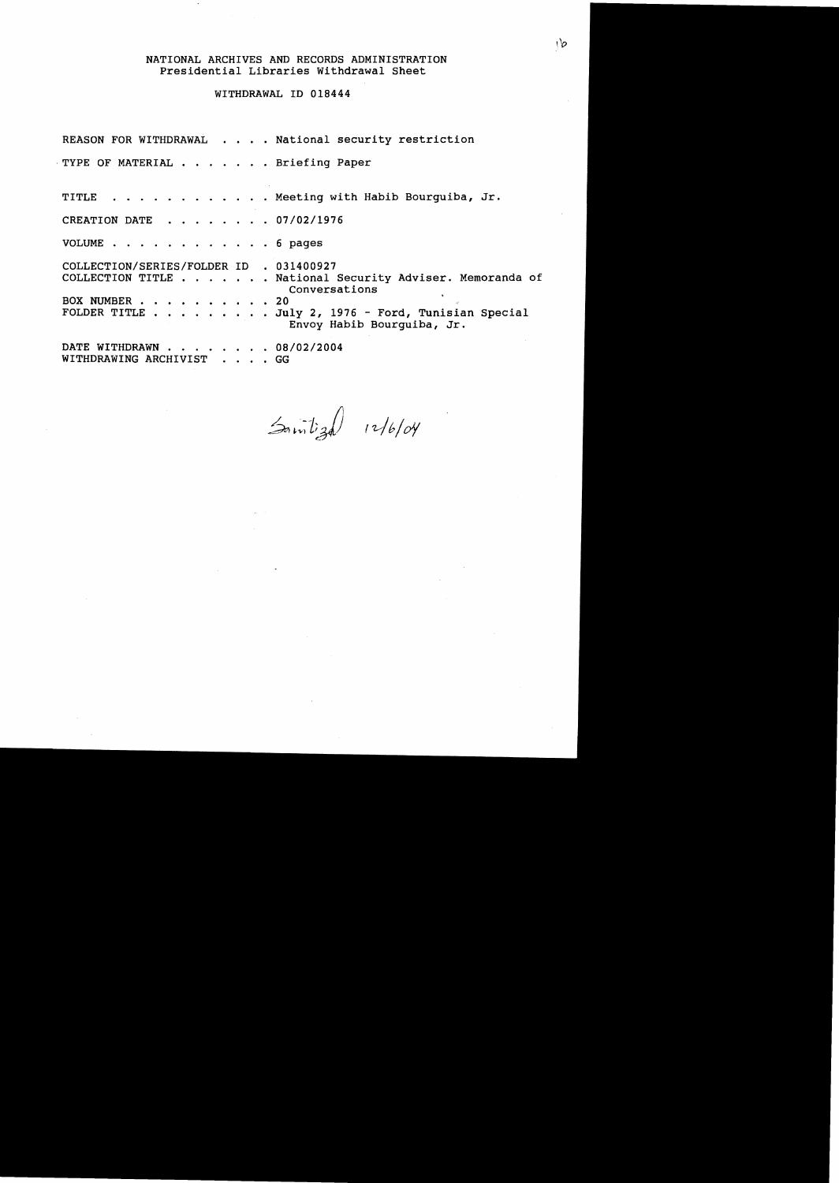NATIONAL ARCHIVES AND RECORDS ADMINISTRATION
Presidential Libraries Withdrawal Sheet

WITHDRAWAL ID 018444

REASON FOR WITHDRAWAL . . . . National security restriction

TYPE OF MATERIAL . . . . . . . Briefing Paper

TITLE . . . . . . . . . . . . Meeting with Habib Bourguiba, Jr.

CREATION DATE . . . . . . . . 07/02/1976

VOLUME . . . . . . . . . . . . 6 pages

COLLECTION/SERIES/FOLDER ID . 031400927
COLLECTION TITLE . . . . . . . National Security Adviser. Memoranda of Conversations
BOX NUMBER . . . . . . . . . . 20
FOLDER TITLE . . . . . . . . . July 2, 1976 - Ford, Tunisian Special Envoy Habib Bourguiba, Jr.

DATE WITHDRAWN . . . . . . . . 08/02/2004
WITHDRAWING ARCHIVIST . . . . GG

Sanitized 12/6/04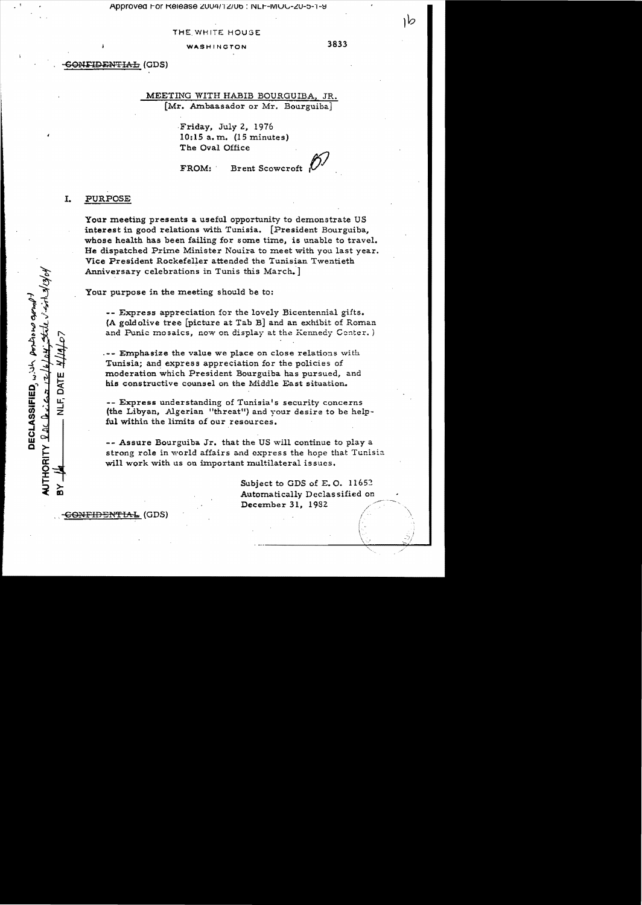THE WHITE HOUSE

WASHINGTON

3833

~~CONFIDENTIAL~~ (GDS)

MEETING WITH HABIB BOURGUIBA, JR.
[Mr. Ambassador or Mr. Bourguiba]

Friday, July 2, 1976
10:15 a.m. (15 minutes)
The Oval Office

FROM: Brent Scowcroft

## I. PURPOSE

Your meeting presents a useful opportunity to demonstrate US interest in good relations with Tunisia. [President Bourguiba, whose health has been failing for some time, is unable to travel. He dispatched Prime Minister Nouira to meet with you last year. Vice President Rockefeller attended the Tunisian Twentieth Anniversary celebrations in Tunis this March.]

Your purpose in the meeting should be to:

-- Express appreciation for the lovely Bicentennial gifts. (A gold olive tree [picture at Tab B] and an exhibit of Roman and Punic mosaics, now on display at the Kennedy Center.)

-- Emphasize the value we place on close relations with Tunisia; and express appreciation for the policies of moderation which President Bourguiba has pursued, and his constructive counsel on the Middle East situation.

-- Express understanding of Tunisia's security concerns (the Libyan, Algerian "threat") and your desire to be helpful within the limits of our resources.

-- Assure Bourguiba Jr. that the US will continue to play a strong role in world affairs and express the hope that Tunisia will work with us on important multilateral issues.

Subject to GDS of E.O. 11652
Automatically Declassified on
December 31, 1982

~~CONFIDENTIAL~~ (GDS)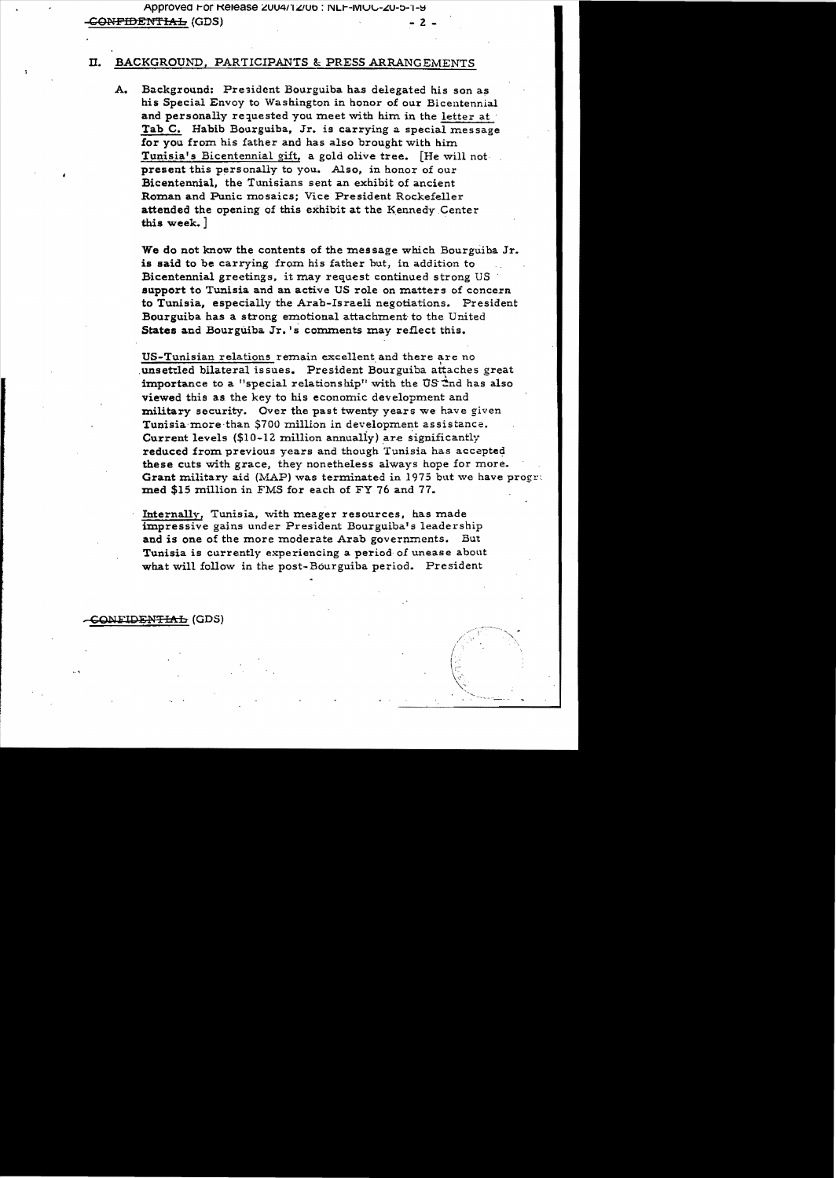## II. BACKGROUND, PARTICIPANTS & PRESS ARRANGEMENTS

A. Background: President Bourguiba has delegated his son as his Special Envoy to Washington in honor of our Bicentennial and personally requested you meet with him in the letter at Tab C. Habib Bourguiba, Jr. is carrying a special message for you from his father and has also brought with him Tunisia's Bicentennial gift, a gold olive tree. [He will not present this personally to you. Also, in honor of our Bicentennial, the Tunisians sent an exhibit of ancient Roman and Punic mosaics; Vice President Rockefeller attended the opening of this exhibit at the Kennedy Center this week.]

We do not know the contents of the message which Bourguiba Jr. is said to be carrying from his father but, in addition to Bicentennial greetings, it may request continued strong US support to Tunisia and an active US role on matters of concern to Tunisia, especially the Arab-Israeli negotiations. President Bourguiba has a strong emotional attachment to the United States and Bourguiba Jr.'s comments may reflect this.

US-Tunisian relations remain excellent and there are no unsettled bilateral issues. President Bourguiba attaches great importance to a "special relationship" with the US and has also viewed this as the key to his economic development and military security. Over the past twenty years we have given Tunisia more than $700 million in development assistance. Current levels ($10-12 million annually) are significantly reduced from previous years and though Tunisia has accepted these cuts with grace, they nonetheless always hope for more. Grant military aid (MAP) was terminated in 1975 but we have programmed $15 million in FMS for each of FY 76 and 77.

Internally, Tunisia, with meager resources, has made impressive gains under President Bourguiba's leadership and is one of the more moderate Arab governments. But Tunisia is currently experiencing a period of unease about what will follow in the post-Bourguiba period. President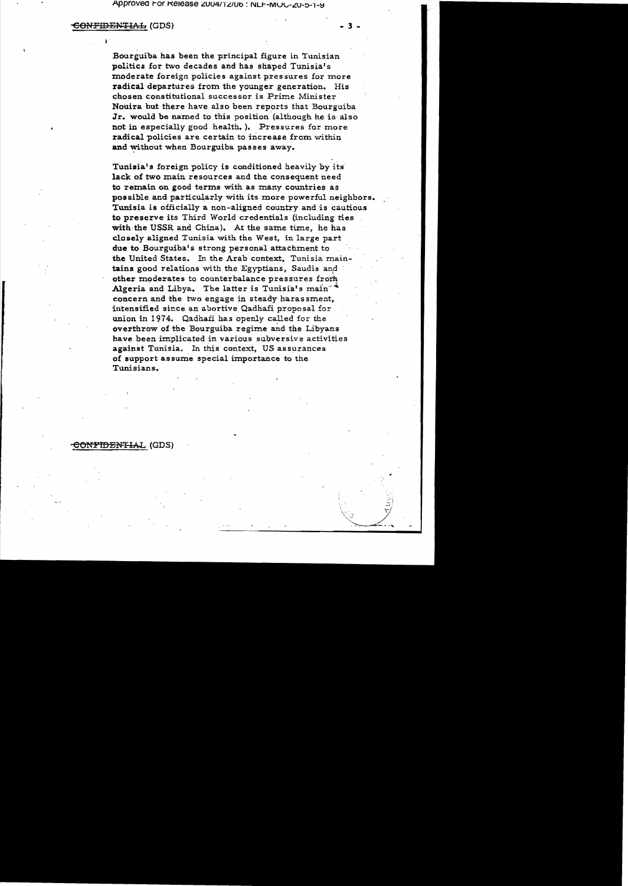Bourguiba has been the principal figure in Tunisian politics for two decades and has shaped Tunisia's moderate foreign policies against pressures for more radical departures from the younger generation. His chosen constitutional successor is Prime Minister Nouira but there have also been reports that Bourguiba Jr. would be named to this position (although he is also not in especially good health.). Pressures for more radical policies are certain to increase from within and without when Bourguiba passes away.

Tunisia's foreign policy is conditioned heavily by its lack of two main resources and the consequent need to remain on good terms with as many countries as possible and particularly with its more powerful neighbors. Tunisia is officially a non-aligned country and is cautious to preserve its Third World credentials (including ties with the USSR and China). At the same time, he has closely aligned Tunisia with the West, in large part due to Bourguiba's strong personal attachment to the United States. In the Arab context, Tunisia maintains good relations with the Egyptians, Saudis and other moderates to counterbalance pressures from Algeria and Libya. The latter is Tunisia's main concern and the two engage in steady harassment, intensified since an abortive Qadhafi proposal for union in 1974. Qadhafi has openly called for the overthrow of the Bourguiba regime and the Libyans have been implicated in various subversive activities against Tunisia. In this context, US assurances of support assume special importance to the Tunisians.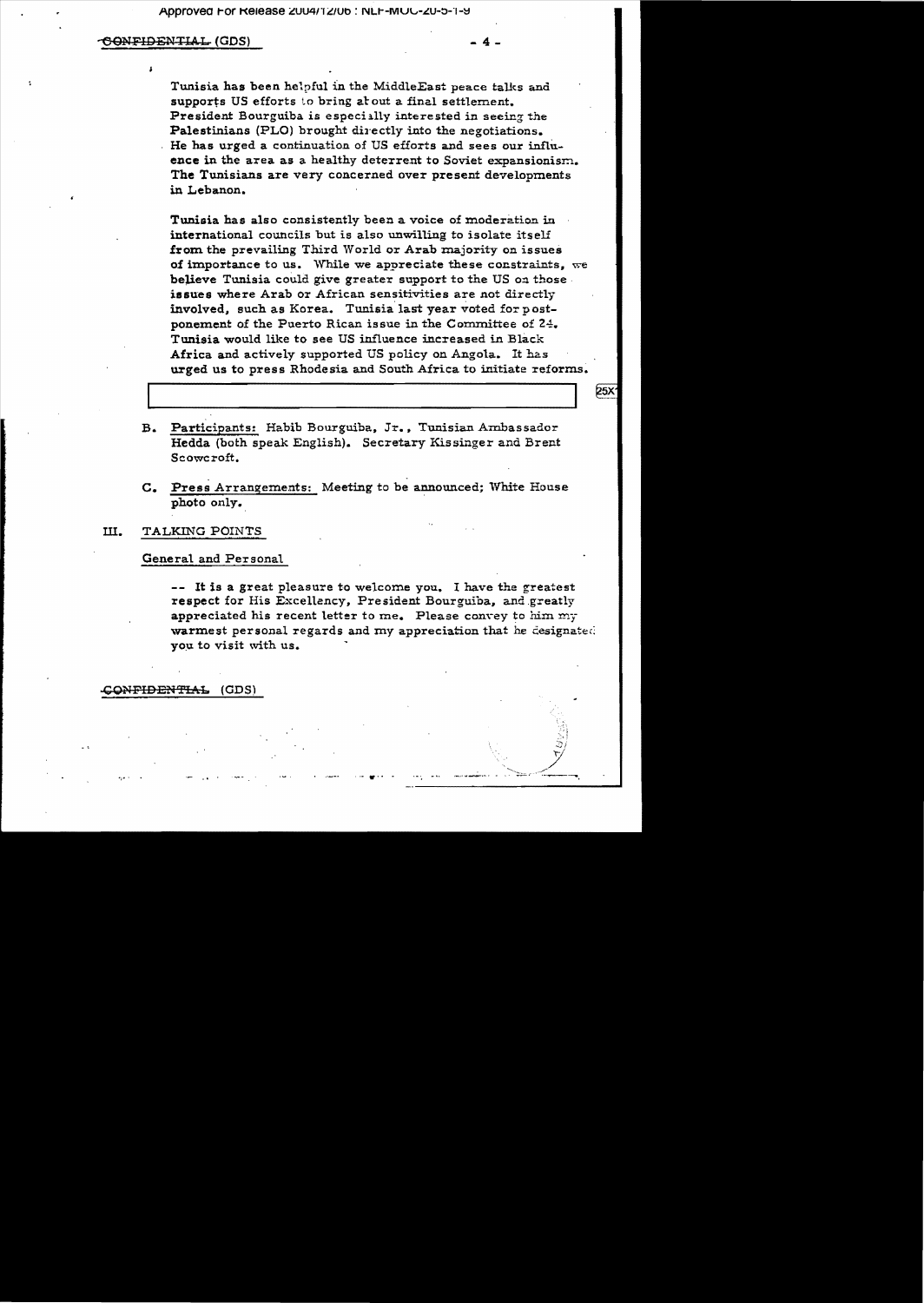Tunisia has been helpful in the MiddleEast peace talks and supports US efforts to bring about a final settlement. President Bourguiba is especially interested in seeing the Palestinians (PLO) brought directly into the negotiations. He has urged a continuation of US efforts and sees our influence in the area as a healthy deterrent to Soviet expansionism. The Tunisians are very concerned over present developments in Lebanon.

Tunisia has also consistently been a voice of moderation in international councils but is also unwilling to isolate itself from the prevailing Third World or Arab majority on issues of importance to us. While we appreciate these constraints, we believe Tunisia could give greater support to the US on those issues where Arab or African sensitivities are not directly involved, such as Korea. Tunisia last year voted for postponement of the Puerto Rican issue in the Committee of 24. Tunisia would like to see US influence increased in Black Africa and actively supported US policy on Angola. It has urged us to press Rhodesia and South Africa to initiate reforms.

25X1

B. **Participants:** Habib Bourguiba, Jr., Tunisian Ambassador Hedda (both speak English). Secretary Kissinger and Brent Scowcroft.

C. **Press Arrangements:** Meeting to be announced; White House photo only.

## III. TALKING POINTS

### General and Personal

-- It is a great pleasure to welcome you. I have the greatest respect for His Excellency, President Bourguiba, and greatly appreciated his recent letter to me. Please convey to him my warmest personal regards and my appreciation that he designated you to visit with us.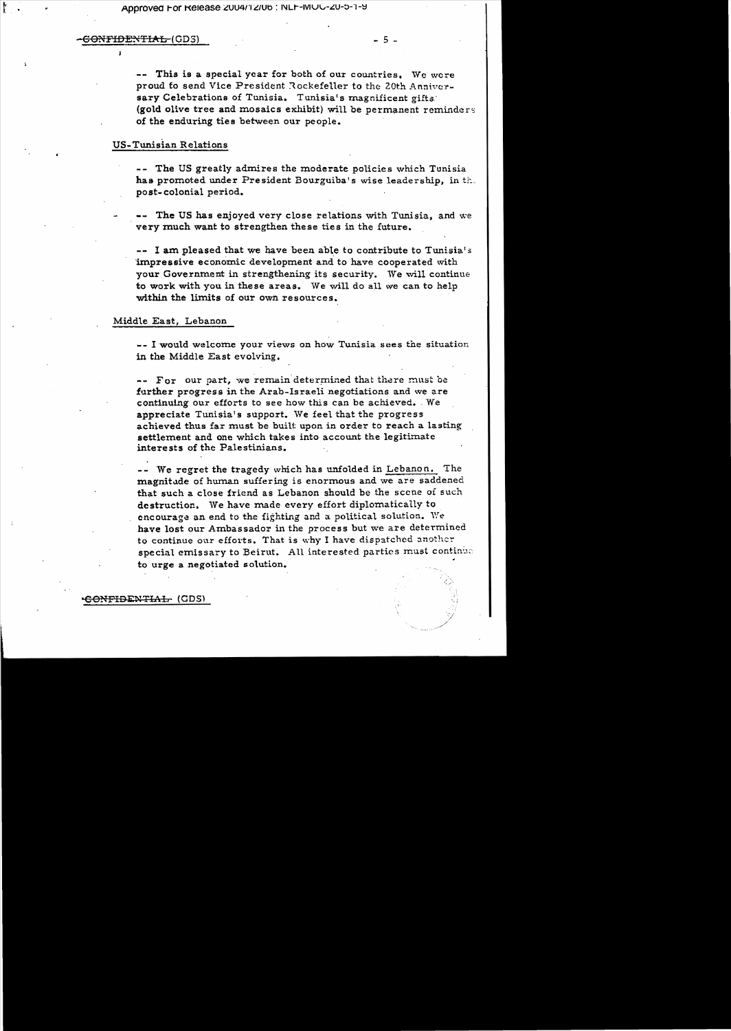-- This is a special year for both of our countries. We were proud to send Vice President Rockefeller to the 20th Anniversary Celebrations of Tunisia. Tunisia's magnificent gifts (gold olive tree and mosaics exhibit) will be permanent reminders of the enduring ties between our people.

## US-Tunisian Relations

-- The US greatly admires the moderate policies which Tunisia has promoted under President Bourguiba's wise leadership, in the post-colonial period.

-- The US has enjoyed very close relations with Tunisia, and we very much want to strengthen these ties in the future.

-- I am pleased that we have been able to contribute to Tunisia's impressive economic development and to have cooperated with your Government in strengthening its security. We will continue to work with you in these areas. We will do all we can to help within the limits of our own resources.

## Middle East, Lebanon

-- I would welcome your views on how Tunisia sees the situation in the Middle East evolving.

-- For our part, we remain determined that there must be further progress in the Arab-Israeli negotiations and we are continuing our efforts to see how this can be achieved. We appreciate Tunisia's support. We feel that the progress achieved thus far must be built upon in order to reach a lasting settlement and one which takes into account the legitimate interests of the Palestinians.

-- We regret the tragedy which has unfolded in Lebanon. The magnitude of human suffering is enormous and we are saddened that such a close friend as Lebanon should be the scene of such destruction. We have made every effort diplomatically to encourage an end to the fighting and a political solution. We have lost our Ambassador in the process but we are determined to continue our efforts. That is why I have dispatched another special emissary to Beirut. All interested parties must continue to urge a negotiated solution.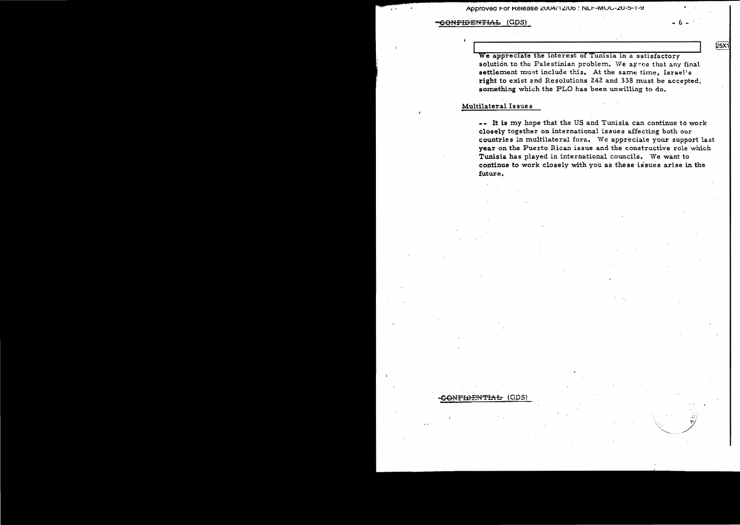CONFIDENTIAL (GDS)

We appreciate the interest of Tunisia in a satisfactory solution to the Palestinian problem. We agree that any final settlement must include this. At the same time, Israel's right to exist and Resolutions 242 and 338 must be accepted, something which the PLO has been unwilling to do.

## Multilateral Issues

-- It is my hope that the US and Tunisia can continue to work closely together on international issues affecting both our countries in multilateral fora. We appreciate your support last year on the Puerto Rican issue and the constructive role which Tunisia has played in international councils. We want to continue to work closely with you as these issues arise in the future.

CONFIDENTIAL (GDS)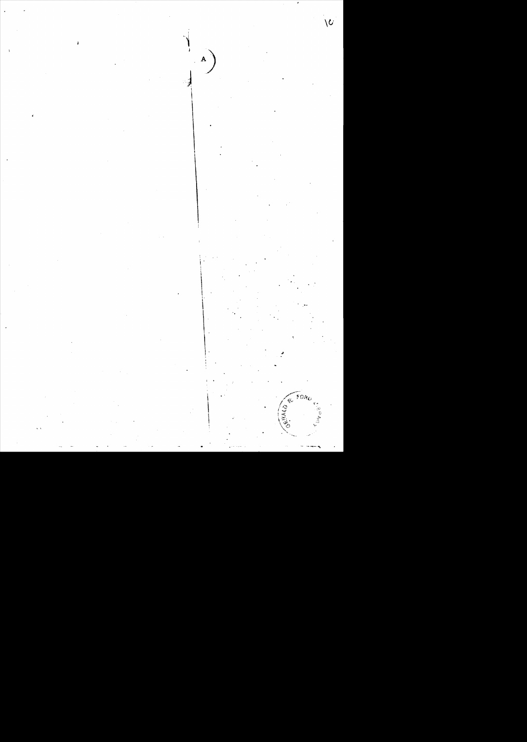A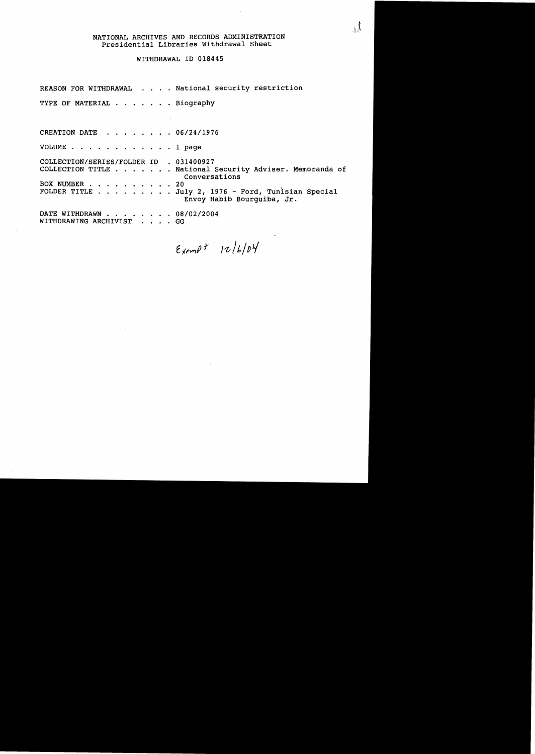NATIONAL ARCHIVES AND RECORDS ADMINISTRATION
Presidential Libraries Withdrawal Sheet

WITHDRAWAL ID 018445

REASON FOR WITHDRAWAL . . . . National security restriction

TYPE OF MATERIAL . . . . . . . Biography

CREATION DATE . . . . . . . . 06/24/1976

VOLUME . . . . . . . . . . . . 1 page

COLLECTION/SERIES/FOLDER ID . 031400927
COLLECTION TITLE . . . . . . . National Security Adviser. Memoranda of Conversations
BOX NUMBER . . . . . . . . . . 20
FOLDER TITLE . . . . . . . . . July 2, 1976 - Ford, Tunisian Special Envoy Habib Bourguiba, Jr.

DATE WITHDRAWN . . . . . . . . 08/02/2004
WITHDRAWING ARCHIVIST . . . . GG

Exempt 12/6/04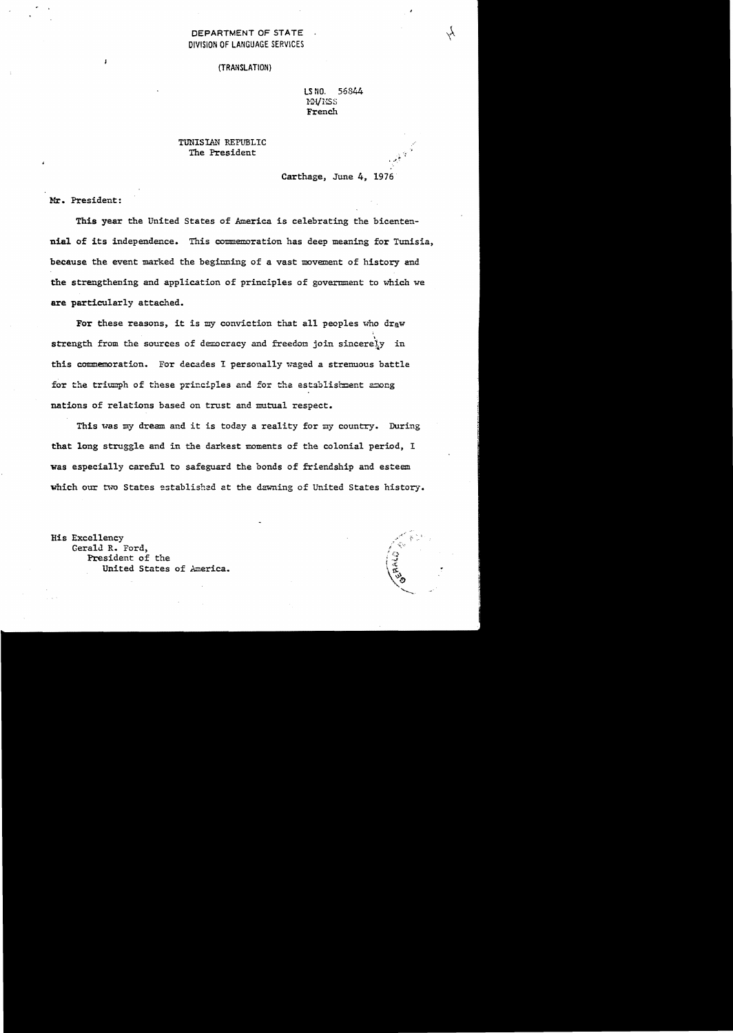DEPARTMENT OF STATE
DIVISION OF LANGUAGE SERVICES

(TRANSLATION)

LS NO. 56844
MM/MSS
French

TUNISIAN REPUBLIC
The President

Carthage, June 4, 1976

Mr. President:

This year the United States of America is celebrating the bicentennial of its independence. This commemoration has deep meaning for Tunisia, because the event marked the beginning of a vast movement of history and the strengthening and application of principles of government to which we are particularly attached.

For these reasons, it is my conviction that all peoples who draw strength from the sources of democracy and freedom join sincerely in this commemoration. For decades I personally waged a strenuous battle for the triumph of these principles and for the establishment among nations of relations based on trust and mutual respect.

This was my dream and it is today a reality for my country. During that long struggle and in the darkest moments of the colonial period, I was especially careful to safeguard the bonds of friendship and esteem which our two States established at the dawning of United States history.

His Excellency
Gerald R. Ford,
President of the
United States of America.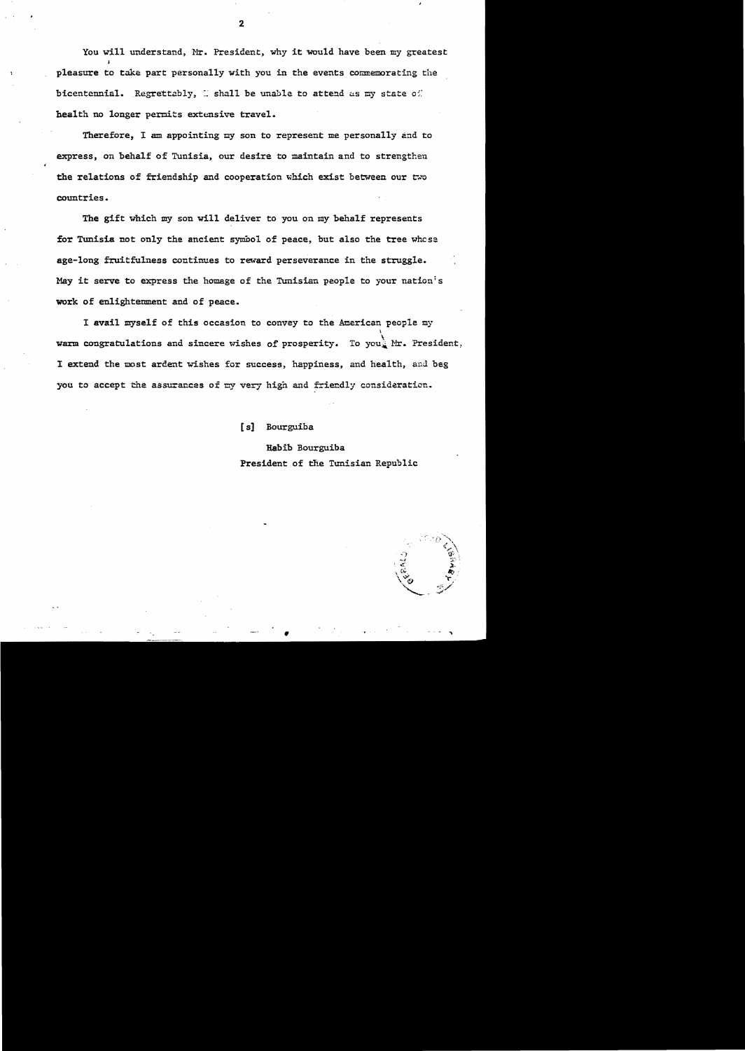You will understand, Mr. President, why it would have been my greatest pleasure to take part personally with you in the events commemorating the bicentennial. Regrettably, I shall be unable to attend as my state of health no longer permits extensive travel.

Therefore, I am appointing my son to represent me personally and to express, on behalf of Tunisia, our desire to maintain and to strengthen the relations of friendship and cooperation which exist between our two countries.

The gift which my son will deliver to you on my behalf represents for Tunisia not only the ancient symbol of peace, but also the tree whose age-long fruitfulness continues to reward perseverance in the struggle. May it serve to express the homage of the Tunisian people to your nation's work of enlightenment and of peace.

I avail myself of this occasion to convey to the American people my warm congratulations and sincere wishes of prosperity. To you, Mr. President, I extend the most ardent wishes for success, happiness, and health, and beg you to accept the assurances of my very high and friendly consideration.

[s] Bourguiba

Habib Bourguiba
President of the Tunisian Republic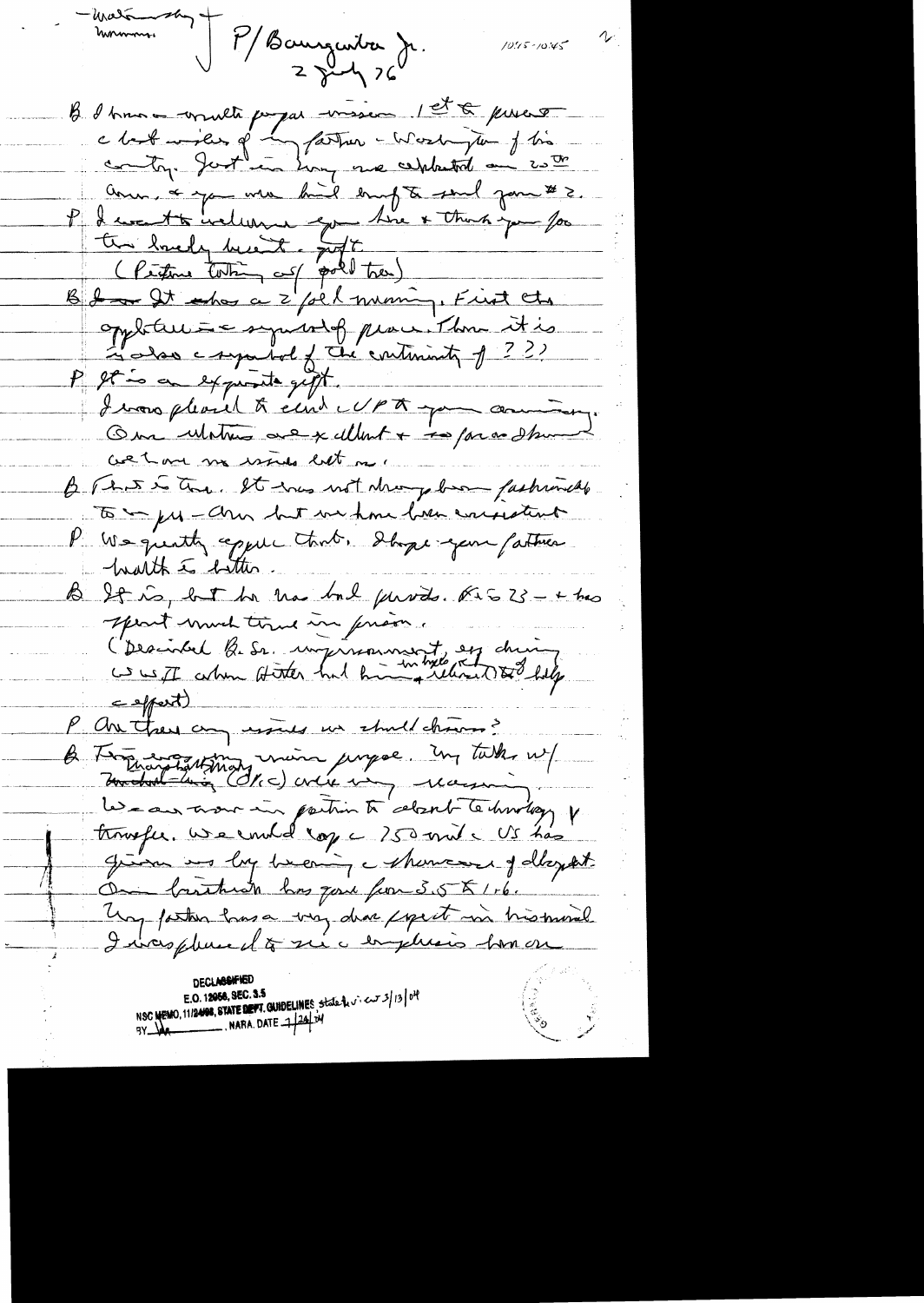- Waltershy +
Kissinger

P/Baumgartner Jr.
2 July 76

1015-1045

B. I have a multi-purpose mission. 1st to present a list wishes of my father - Washington of his country. Just in time we celebrated our 20th Ann. & you were kind enough to send your #2.

P. I want to welcome you here & thank you for the lovely birthday gift.
(Picture with gold tree)

B. It has a 2 fold meaning. First the [?] is a symbol of peace. Then it is also a symbol of the continuity of ???

P. It is an exquisite gift.
I was pleased to extend to you a [?] for our anniversary. Our relations are excellent & so far as I know we have no issues left over.

B. That is true. It has not always been fashionable to [?] - [?] but we have been consistent.

P. We greatly appreciate that. I hope your father's health is better.

B. It is, but he has bad periods. He is 73 - & has spent much time in prison.
(Described B. Sr. imprisonment, esp during WWII when Hitler had him in Lybia [?] relations to help a effort)

P. Are there any issues we should discuss?

B. Forgetting my main purpose. My talks w/ [?] (Kissinger) were very reassuring. We are now in position to absorb technology & transfer. We could copy a 750 mil. US has given us big leaving a [?] of [?]. Our birthrate has gone from 3.5 to 1.6. My father has a very clear expert in his mind. I was pleased to see a emphasis here on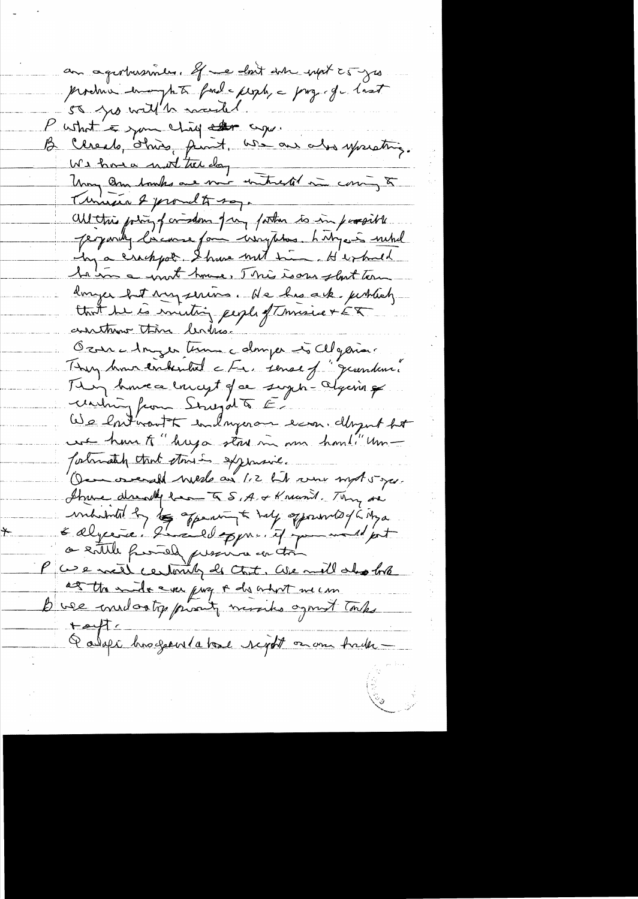an agribusiness. If we don't do next 25 yrs produce enough to feed people – prog. for last 50 yrs will be wasted.

P What is your chief concern.

B Clearly, Tunisia first. We are also upsetting. We have a crisis today. Many American banks are more interested in coming to Tunisia & proud to say.

All this policy of wisdom of my father is in possible jeopardy because of neighbors. Libya is ruled by a crackpot. I have met him. He is hard to be in a room. I was in one short time. Longer but very serious. He has ack. publicly that he is inciting people of Tunisia + ET another time leaders.

Over a longer time a danger is Algeria. They have inherited a Fr. sense of "grandeur." They have a concept of a super-Algeria of reaching from Senegal to E.

We don't want to endanger econ. development but we have to "keep a stone in our hand." Unfortunately that stone is expensive.

Our overall needs are 1.2 bil over next 5 yrs. I have already been to S.A. + Kuwait. They are motivated by opposition to help opponents of Libya & Algeria. I would appr. if you would put a little friendly pressure on them.

P We will certainly do that. We will also look at the mil aid prog & do what we can.

B We endorse priority missiles against tanks + aft.

Q [illegible] sight on our border —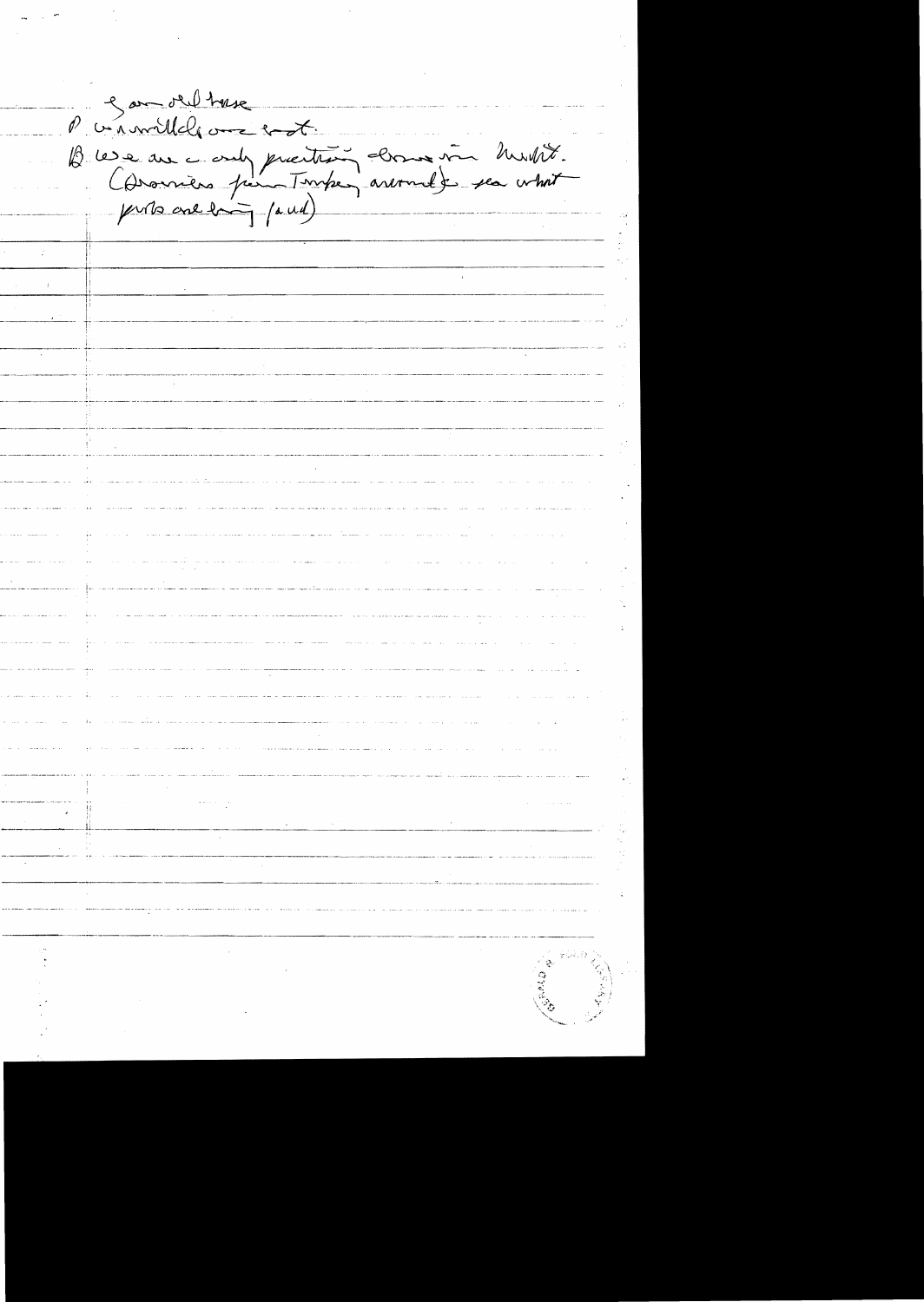I am old horse

P Wainwright, one set.

B We are only practicing down in Manila.
(Prisoners from Tarpey around to see what
parts are being held)